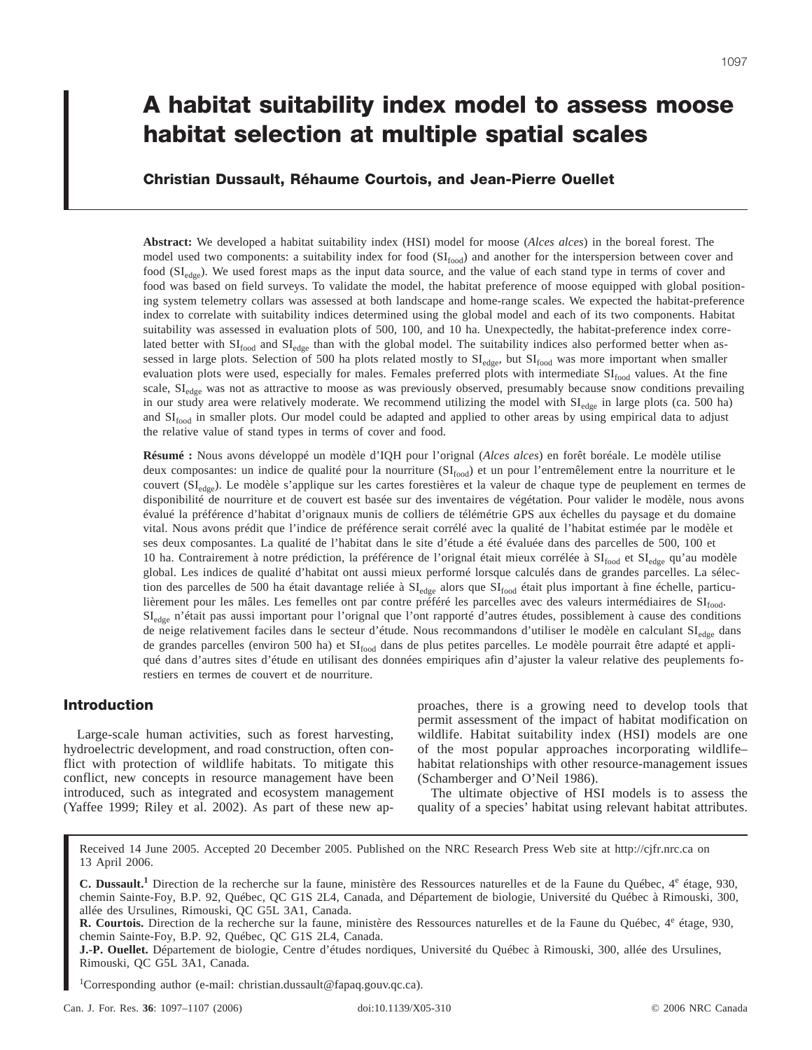# A habitat suitability index model to assess moose habitat selection at multiple spatial scales

**Christian Dussault, Réhaume Courtois, and Jean-Pierre Ouellet**

**Abstract:** We developed a habitat suitability index (HSI) model for moose (*Alces alces*) in the boreal forest. The model used two components: a suitability index for food ($SI_{food}$) and another for the interspersion between cover and food ($SI_{edge}$). We used forest maps as the input data source, and the value of each stand type in terms of cover and food was based on field surveys. To validate the model, the habitat preference of moose equipped with global positioning system telemetry collars was assessed at both landscape and home-range scales. We expected the habitat-preference index to correlate with suitability indices determined using the global model and each of its two components. Habitat suitability was assessed in evaluation plots of 500, 100, and 10 ha. Unexpectedly, the habitat-preference index correlated better with $SI_{food}$ and $SI_{edge}$ than with the global model. The suitability indices also performed better when assessed in large plots. Selection of 500 ha plots related mostly to $SI_{edge}$, but $SI_{food}$ was more important when smaller evaluation plots were used, especially for males. Females preferred plots with intermediate $SI_{food}$ values. At the fine scale, $SI_{edge}$ was not as attractive to moose as was previously observed, presumably because snow conditions prevailing in our study area were relatively moderate. We recommend utilizing the model with $SI_{edge}$ in large plots (ca. 500 ha) and $SI_{food}$ in smaller plots. Our model could be adapted and applied to other areas by using empirical data to adjust the relative value of stand types in terms of cover and food.

**Résumé :** Nous avons développé un modèle d'IQH pour l'orignal (*Alces alces*) en forêt boréale. Le modèle utilise deux composantes: un indice de qualité pour la nourriture ($SI_{food}$) et un pour l'entremêlement entre la nourriture et le couvert ($SI_{edge}$). Le modèle s'applique sur les cartes forestières et la valeur de chaque type de peuplement en termes de disponibilité de nourriture et de couvert est basée sur des inventaires de végétation. Pour valider le modèle, nous avons évalué la préférence d'habitat d'orignaux munis de colliers de télémétrie GPS aux échelles du paysage et du domaine vital. Nous avons prédit que l'indice de préférence serait corrélé avec la qualité de l'habitat estimée par le modèle et ses deux composantes. La qualité de l'habitat dans le site d'étude a été évaluée dans des parcelles de 500, 100 et 10 ha. Contrairement à notre prédiction, la préférence de l'orignal était mieux corrélée à $SI_{food}$ et $SI_{edge}$ qu'au modèle global. Les indices de qualité d'habitat ont aussi mieux performé lorsque calculés dans de grandes parcelles. La sélection des parcelles de 500 ha était davantage reliée à $SI_{edge}$ alors que $SI_{food}$ était plus important à fine échelle, particulièrement pour les mâles. Les femelles ont par contre préféré les parcelles avec des valeurs intermédiaires de $SI_{food}$. $SI_{edge}$ n'était pas aussi important pour l'orignal que l'ont rapporté d'autres études, possiblement à cause des conditions de neige relativement faciles dans le secteur d'étude. Nous recommandons d'utiliser le modèle en calculant $SI_{edge}$ dans de grandes parcelles (environ 500 ha) et $SI_{food}$ dans de plus petites parcelles. Le modèle pourrait être adapté et appliqué dans d'autres sites d'étude en utilisant des données empiriques afin d'ajuster la valeur relative des peuplements forestiers en termes de couvert et de nourriture.

## Introduction

Large-scale human activities, such as forest harvesting, hydroelectric development, and road construction, often conflict with protection of wildlife habitats. To mitigate this conflict, new concepts in resource management have been introduced, such as integrated and ecosystem management (Yaffee 1999; Riley et al. 2002). As part of these new approaches, there is a growing need to develop tools that permit assessment of the impact of habitat modification on wildlife. Habitat suitability index (HSI) models are one of the most popular approaches incorporating wildlife–habitat relationships with other resource-management issues (Schamberger and O'Neil 1986).

The ultimate objective of HSI models is to assess the quality of a species' habitat using relevant habitat attributes.

Received 14 June 2005. Accepted 20 December 2005. Published on the NRC Research Press Web site at http://cjfr.nrc.ca on 13 April 2006.

**C. Dussault.**[1] Direction de la recherche sur la faune, ministère des Ressources naturelles et de la Faune du Québec, 4e étage, 930, chemin Sainte-Foy, B.P. 92, Québec, QC G1S 2L4, Canada, and Département de biologie, Université du Québec à Rimouski, 300, allée des Ursulines, Rimouski, QC G5L 3A1, Canada.
**R. Courtois.** Direction de la recherche sur la faune, ministère des Ressources naturelles et de la Faune du Québec, 4e étage, 930, chemin Sainte-Foy, B.P. 92, Québec, QC G1S 2L4, Canada.
**J.-P. Ouellet.** Département de biologie, Centre d'études nordiques, Université du Québec à Rimouski, 300, allée des Ursulines, Rimouski, QC G5L 3A1, Canada.

[1]Corresponding author (e-mail: christian.dussault@fapaq.gouv.qc.ca).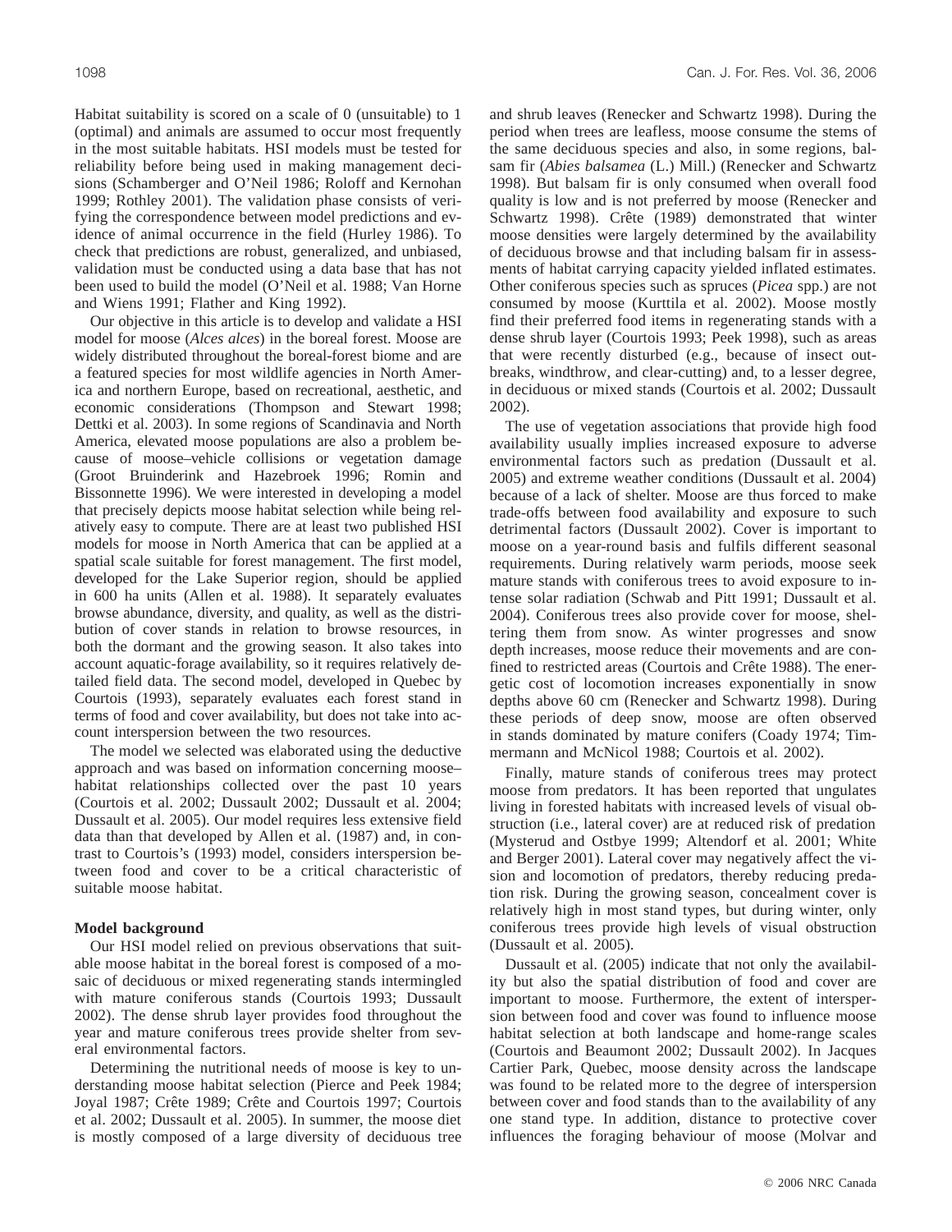Habitat suitability is scored on a scale of 0 (unsuitable) to 1 (optimal) and animals are assumed to occur most frequently in the most suitable habitats. HSI models must be tested for reliability before being used in making management decisions (Schamberger and O'Neil 1986; Roloff and Kernohan 1999; Rothley 2001). The validation phase consists of verifying the correspondence between model predictions and evidence of animal occurrence in the field (Hurley 1986). To check that predictions are robust, generalized, and unbiased, validation must be conducted using a data base that has not been used to build the model (O'Neil et al. 1988; Van Horne and Wiens 1991; Flather and King 1992).

Our objective in this article is to develop and validate a HSI model for moose (*Alces alces*) in the boreal forest. Moose are widely distributed throughout the boreal-forest biome and are a featured species for most wildlife agencies in North America and northern Europe, based on recreational, aesthetic, and economic considerations (Thompson and Stewart 1998; Dettki et al. 2003). In some regions of Scandinavia and North America, elevated moose populations are also a problem because of moose–vehicle collisions or vegetation damage (Groot Bruinderink and Hazebroek 1996; Romin and Bissonnette 1996). We were interested in developing a model that precisely depicts moose habitat selection while being relatively easy to compute. There are at least two published HSI models for moose in North America that can be applied at a spatial scale suitable for forest management. The first model, developed for the Lake Superior region, should be applied in 600 ha units (Allen et al. 1988). It separately evaluates browse abundance, diversity, and quality, as well as the distribution of cover stands in relation to browse resources, in both the dormant and the growing season. It also takes into account aquatic-forage availability, so it requires relatively detailed field data. The second model, developed in Quebec by Courtois (1993), separately evaluates each forest stand in terms of food and cover availability, but does not take into account interspersion between the two resources.

The model we selected was elaborated using the deductive approach and was based on information concerning moose–habitat relationships collected over the past 10 years (Courtois et al. 2002; Dussault 2002; Dussault et al. 2004; Dussault et al. 2005). Our model requires less extensive field data than that developed by Allen et al. (1987) and, in contrast to Courtois's (1993) model, considers interspersion between food and cover to be a critical characteristic of suitable moose habitat.

## Model background

Our HSI model relied on previous observations that suitable moose habitat in the boreal forest is composed of a mosaic of deciduous or mixed regenerating stands intermingled with mature coniferous stands (Courtois 1993; Dussault 2002). The dense shrub layer provides food throughout the year and mature coniferous trees provide shelter from several environmental factors.

Determining the nutritional needs of moose is key to understanding moose habitat selection (Pierce and Peek 1984; Joyal 1987; Crête 1989; Crête and Courtois 1997; Courtois et al. 2002; Dussault et al. 2005). In summer, the moose diet is mostly composed of a large diversity of deciduous tree and shrub leaves (Renecker and Schwartz 1998). During the period when trees are leafless, moose consume the stems of the same deciduous species and also, in some regions, balsam fir (*Abies balsamea* (L.) Mill.) (Renecker and Schwartz 1998). But balsam fir is only consumed when overall food quality is low and is not preferred by moose (Renecker and Schwartz 1998). Crête (1989) demonstrated that winter moose densities were largely determined by the availability of deciduous browse and that including balsam fir in assessments of habitat carrying capacity yielded inflated estimates. Other coniferous species such as spruces (*Picea* spp.) are not consumed by moose (Kurttila et al. 2002). Moose mostly find their preferred food items in regenerating stands with a dense shrub layer (Courtois 1993; Peek 1998), such as areas that were recently disturbed (e.g., because of insect outbreaks, windthrow, and clear-cutting) and, to a lesser degree, in deciduous or mixed stands (Courtois et al. 2002; Dussault 2002).

The use of vegetation associations that provide high food availability usually implies increased exposure to adverse environmental factors such as predation (Dussault et al. 2005) and extreme weather conditions (Dussault et al. 2004) because of a lack of shelter. Moose are thus forced to make trade-offs between food availability and exposure to such detrimental factors (Dussault 2002). Cover is important to moose on a year-round basis and fulfils different seasonal requirements. During relatively warm periods, moose seek mature stands with coniferous trees to avoid exposure to intense solar radiation (Schwab and Pitt 1991; Dussault et al. 2004). Coniferous trees also provide cover for moose, sheltering them from snow. As winter progresses and snow depth increases, moose reduce their movements and are confined to restricted areas (Courtois and Crête 1988). The energetic cost of locomotion increases exponentially in snow depths above 60 cm (Renecker and Schwartz 1998). During these periods of deep snow, moose are often observed in stands dominated by mature conifers (Coady 1974; Timmermann and McNicol 1988; Courtois et al. 2002).

Finally, mature stands of coniferous trees may protect moose from predators. It has been reported that ungulates living in forested habitats with increased levels of visual obstruction (i.e., lateral cover) are at reduced risk of predation (Mysterud and Ostbye 1999; Altendorf et al. 2001; White and Berger 2001). Lateral cover may negatively affect the vision and locomotion of predators, thereby reducing predation risk. During the growing season, concealment cover is relatively high in most stand types, but during winter, only coniferous trees provide high levels of visual obstruction (Dussault et al. 2005).

Dussault et al. (2005) indicate that not only the availability but also the spatial distribution of food and cover are important to moose. Furthermore, the extent of interspersion between food and cover was found to influence moose habitat selection at both landscape and home-range scales (Courtois and Beaumont 2002; Dussault 2002). In Jacques Cartier Park, Quebec, moose density across the landscape was found to be related more to the degree of interspersion between cover and food stands than to the availability of any one stand type. In addition, distance to protective cover influences the foraging behaviour of moose (Molvar and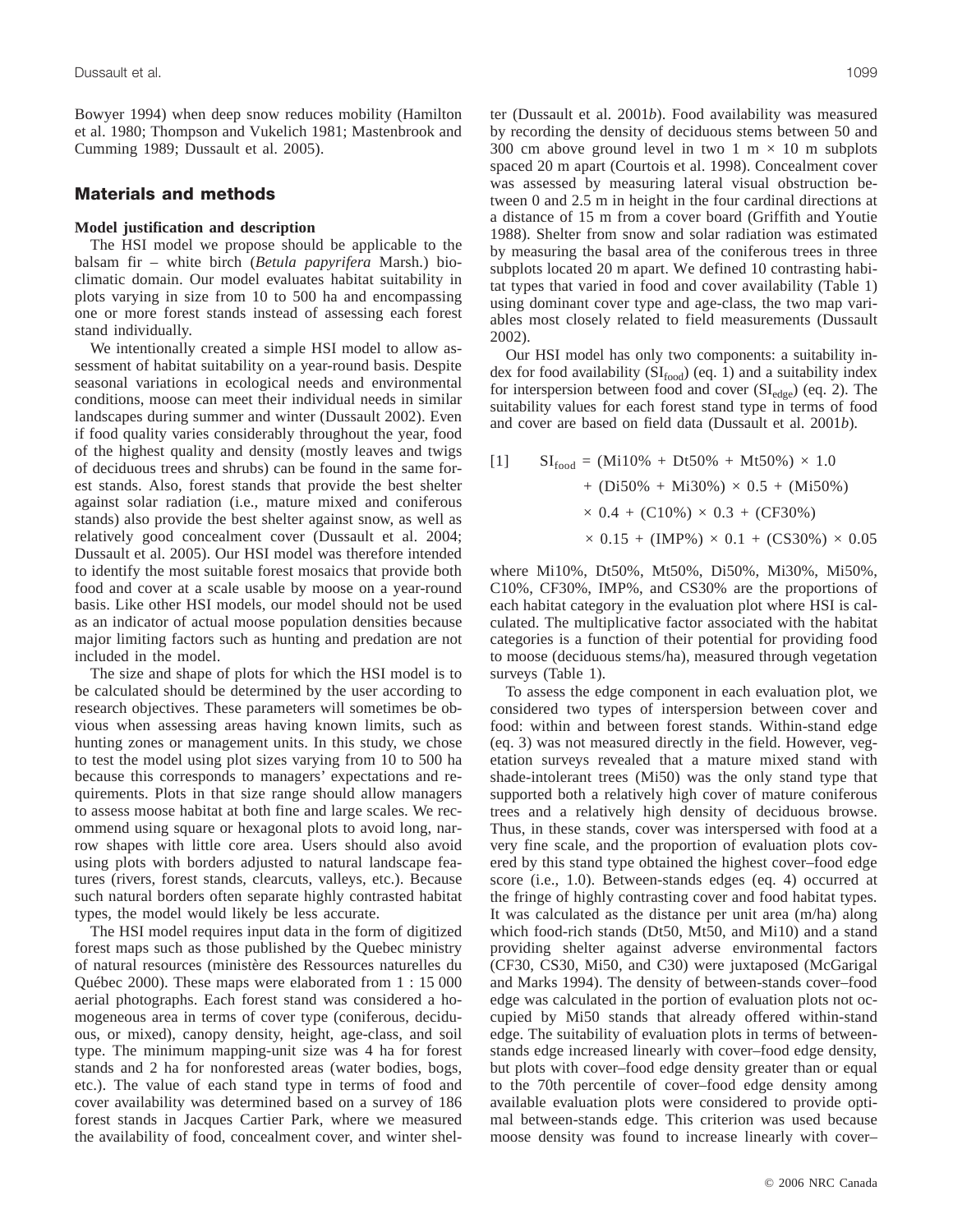Bowyer 1994) when deep snow reduces mobility (Hamilton et al. 1980; Thompson and Vukelich 1981; Mastenbrook and Cumming 1989; Dussault et al. 2005).

## Materials and methods

### Model justification and description

The HSI model we propose should be applicable to the balsam fir – white birch (*Betula papyrifera* Marsh.) bioclimatic domain. Our model evaluates habitat suitability in plots varying in size from 10 to 500 ha and encompassing one or more forest stands instead of assessing each forest stand individually.

We intentionally created a simple HSI model to allow assessment of habitat suitability on a year-round basis. Despite seasonal variations in ecological needs and environmental conditions, moose can meet their individual needs in similar landscapes during summer and winter (Dussault 2002). Even if food quality varies considerably throughout the year, food of the highest quality and density (mostly leaves and twigs of deciduous trees and shrubs) can be found in the same forest stands. Also, forest stands that provide the best shelter against solar radiation (i.e., mature mixed and coniferous stands) also provide the best shelter against snow, as well as relatively good concealment cover (Dussault et al. 2004; Dussault et al. 2005). Our HSI model was therefore intended to identify the most suitable forest mosaics that provide both food and cover at a scale usable by moose on a year-round basis. Like other HSI models, our model should not be used as an indicator of actual moose population densities because major limiting factors such as hunting and predation are not included in the model.

The size and shape of plots for which the HSI model is to be calculated should be determined by the user according to research objectives. These parameters will sometimes be obvious when assessing areas having known limits, such as hunting zones or management units. In this study, we chose to test the model using plot sizes varying from 10 to 500 ha because this corresponds to managers' expectations and requirements. Plots in that size range should allow managers to assess moose habitat at both fine and large scales. We recommend using square or hexagonal plots to avoid long, narrow shapes with little core area. Users should also avoid using plots with borders adjusted to natural landscape features (rivers, forest stands, clearcuts, valleys, etc.). Because such natural borders often separate highly contrasted habitat types, the model would likely be less accurate.

The HSI model requires input data in the form of digitized forest maps such as those published by the Quebec ministry of natural resources (ministère des Ressources naturelles du Québec 2000). These maps were elaborated from 1 : 15 000 aerial photographs. Each forest stand was considered a homogeneous area in terms of cover type (coniferous, deciduous, or mixed), canopy density, height, age-class, and soil type. The minimum mapping-unit size was 4 ha for forest stands and 2 ha for nonforested areas (water bodies, bogs, etc.). The value of each stand type in terms of food and cover availability was determined based on a survey of 186 forest stands in Jacques Cartier Park, where we measured the availability of food, concealment cover, and winter shelter (Dussault et al. 2001*b*). Food availability was measured by recording the density of deciduous stems between 50 and 300 cm above ground level in two 1 m × 10 m subplots spaced 20 m apart (Courtois et al. 1998). Concealment cover was assessed by measuring lateral visual obstruction between 0 and 2.5 m in height in the four cardinal directions at a distance of 15 m from a cover board (Griffith and Youtie 1988). Shelter from snow and solar radiation was estimated by measuring the basal area of the coniferous trees in three subplots located 20 m apart. We defined 10 contrasting habitat types that varied in food and cover availability (Table 1) using dominant cover type and age-class, the two map variables most closely related to field measurements (Dussault 2002).

Our HSI model has only two components: a suitability index for food availability ($SI_{food}$) (eq. 1) and a suitability index for interspersion between food and cover ($SI_{edge}$) (eq. 2). The suitability values for each forest stand type in terms of food and cover are based on field data (Dussault et al. 2001*b*).

$$
[1] \quad SI_{food} = (Mi10\% + Dt50\% + Mt50\%) \times 1.0 + (Di50\% + Mi30\%) \times 0.5 + (Mi50\%) \times 0.4 + (C10\%) \times 0.3 + (CF30\%) \times 0.15 + (IMP\%) \times 0.1 + (CS30\%) \times 0.05
$$

where Mi10%, Dt50%, Mt50%, Di50%, Mi30%, Mi50%, C10%, CF30%, IMP%, and CS30% are the proportions of each habitat category in the evaluation plot where HSI is calculated. The multiplicative factor associated with the habitat categories is a function of their potential for providing food to moose (deciduous stems/ha), measured through vegetation surveys (Table 1).

To assess the edge component in each evaluation plot, we considered two types of interspersion between cover and food: within and between forest stands. Within-stand edge (eq. 3) was not measured directly in the field. However, vegetation surveys revealed that a mature mixed stand with shade-intolerant trees (Mi50) was the only stand type that supported both a relatively high cover of mature coniferous trees and a relatively high density of deciduous browse. Thus, in these stands, cover was interspersed with food at a very fine scale, and the proportion of evaluation plots covered by this stand type obtained the highest cover–food edge score (i.e., 1.0). Between-stands edges (eq. 4) occurred at the fringe of highly contrasting cover and food habitat types. It was calculated as the distance per unit area (m/ha) along which food-rich stands (Dt50, Mt50, and Mi10) and a stand providing shelter against adverse environmental factors (CF30, CS30, Mi50, and C30) were juxtaposed (McGarigal and Marks 1994). The density of between-stands cover–food edge was calculated in the portion of evaluation plots not occupied by Mi50 stands that already offered within-stand edge. The suitability of evaluation plots in terms of between-stands edge increased linearly with cover–food edge density, but plots with cover–food edge density greater than or equal to the 70th percentile of cover–food edge density among available evaluation plots were considered to provide optimal between-stands edge. This criterion was used because moose density was found to increase linearly with cover–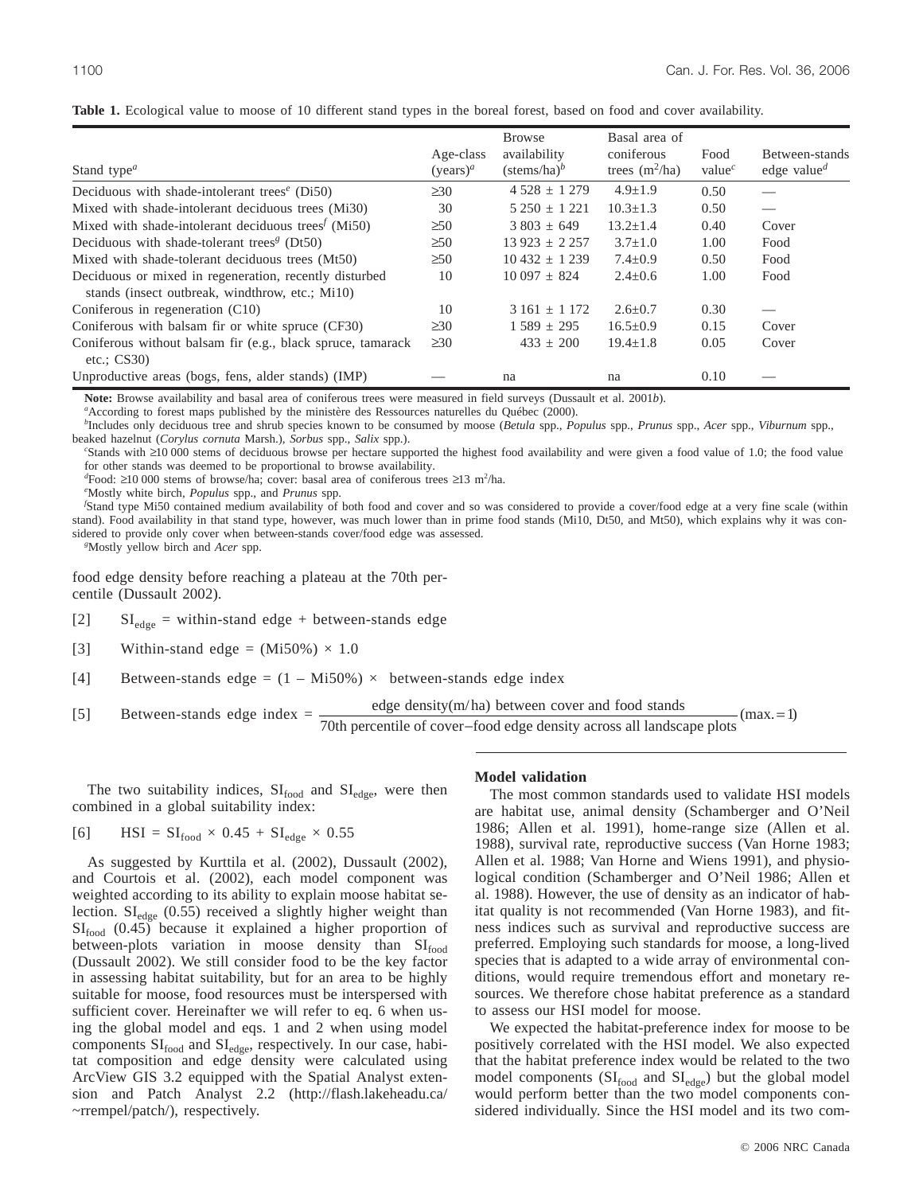**Table 1.** Ecological value to moose of 10 different stand types in the boreal forest, based on food and cover availability.

| Stand type[a] | Age-class (years)[a] | Browse availability (stems/ha)[b] | Basal area of coniferous trees ($m^2$/ha) | Food value[c] | Between-stands edge value[d] |
|---|---|---|---|---|---|
| Deciduous with shade-intolerant trees[e] (Di50) | ≥30 | 4 528 ± 1 279 | 4.9±1.9 | 0.50 | — |
| Mixed with shade-intolerant deciduous trees (Mi30) | 30 | 5 250 ± 1 221 | 10.3±1.3 | 0.50 | — |
| Mixed with shade-intolerant deciduous trees[f] (Mi50) | ≥50 | 3 803 ± 649 | 13.2±1.4 | 0.40 | Cover |
| Deciduous with shade-tolerant trees[g] (Dt50) | ≥50 | 13 923 ± 2 257 | 3.7±1.0 | 1.00 | Food |
| Mixed with shade-tolerant deciduous trees (Mt50) | ≥50 | 10 432 ± 1 239 | 7.4±0.9 | 0.50 | Food |
| Deciduous or mixed in regeneration, recently disturbed stands (insect outbreak, windthrow, etc.; Mi10) | 10 | 10 097 ± 824 | 2.4±0.6 | 1.00 | Food |
| Coniferous in regeneration (C10) | 10 | 3 161 ± 1 172 | 2.6±0.7 | 0.30 | — |
| Coniferous with balsam fir or white spruce (CF30) | ≥30 | 1 589 ± 295 | 16.5±0.9 | 0.15 | Cover |
| Coniferous without balsam fir (e.g., black spruce, tamarack etc.; CS30) | ≥30 | 433 ± 200 | 19.4±1.8 | 0.05 | Cover |
| Unproductive areas (bogs, fens, alder stands) (IMP) | — | na | na | 0.10 | — |

**Note:** Browse availability and basal area of coniferous trees were measured in field surveys (Dussault et al. 2001*b*).

[a]According to forest maps published by the ministère des Ressources naturelles du Québec (2000).

[b]Includes only deciduous tree and shrub species known to be consumed by moose (*Betula* spp., *Populus* spp., *Prunus* spp., *Acer* spp., *Viburnum* spp., beaked hazelnut (*Corylus cornuta* Marsh.), *Sorbus* spp., *Salix* spp.).

[c]Stands with ≥10 000 stems of deciduous browse per hectare supported the highest food availability and were given a food value of 1.0; the food value for other stands was deemed to be proportional to browse availability.

[d]Food: ≥10 000 stems of browse/ha; cover: basal area of coniferous trees ≥13 $m^2$/ha.

[e]Mostly white birch, *Populus* spp., and *Prunus* spp.

[f]Stand type Mi50 contained medium availability of both food and cover and so was considered to provide a cover/food edge at a very fine scale (within stand). Food availability in that stand type, however, was much lower than in prime food stands (Mi10, Dt50, and Mt50), which explains why it was considered to provide only cover when between-stands cover/food edge was assessed.

[g]Mostly yellow birch and *Acer* spp.

food edge density before reaching a plateau at the 70th percentile (Dussault 2002).

$$[2] \quad SI_{edge} = \text{within-stand edge} + \text{between-stands edge}$$

$$[3] \quad \text{Within-stand edge} = (\text{Mi50\%}) \times 1.0$$

$$[4] \quad \text{Between-stands edge} = (1 - \text{Mi50\%}) \times \text{ between-stands edge index}$$

$$[5] \quad \text{Between-stands edge index} = \frac{\text{edge density(m/ha) between cover and food stands}}{\text{70th percentile of cover–food edge density across all landscape plots}} (\text{max.} = 1)$$

The two suitability indices, $SI_{food}$ and $SI_{edge}$, were then combined in a global suitability index:

$$[6] \quad HSI = SI_{food} \times 0.45 + SI_{edge} \times 0.55$$

As suggested by Kurttila et al. (2002), Dussault (2002), and Courtois et al. (2002), each model component was weighted according to its ability to explain moose habitat selection. $SI_{edge}$ (0.55) received a slightly higher weight than $SI_{food}$ (0.45) because it explained a higher proportion of between-plots variation in moose density than $SI_{food}$ (Dussault 2002). We still consider food to be the key factor in assessing habitat suitability, but for an area to be highly suitable for moose, food resources must be interspersed with sufficient cover. Hereinafter we will refer to eq. 6 when using the global model and eqs. 1 and 2 when using model components $SI_{food}$ and $SI_{edge}$, respectively. In our case, habitat composition and edge density were calculated using ArcView GIS 3.2 equipped with the Spatial Analyst extension and Patch Analyst 2.2 (http://flash.lakeheadu.ca/~rrempel/patch/), respectively.

### Model validation

The most common standards used to validate HSI models are habitat use, animal density (Schamberger and O'Neil 1986; Allen et al. 1991), home-range size (Allen et al. 1988), survival rate, reproductive success (Van Horne 1983; Allen et al. 1988; Van Horne and Wiens 1991), and physiological condition (Schamberger and O'Neil 1986; Allen et al. 1988). However, the use of density as an indicator of habitat quality is not recommended (Van Horne 1983), and fitness indices such as survival and reproductive success are preferred. Employing such standards for moose, a long-lived species that is adapted to a wide array of environmental conditions, would require tremendous effort and monetary resources. We therefore chose habitat preference as a standard to assess our HSI model for moose.

We expected the habitat-preference index for moose to be positively correlated with the HSI model. We also expected that the habitat preference index would be related to the two model components ($SI_{food}$ and $SI_{edge}$) but the global model would perform better than the two model components considered individually. Since the HSI model and its two com-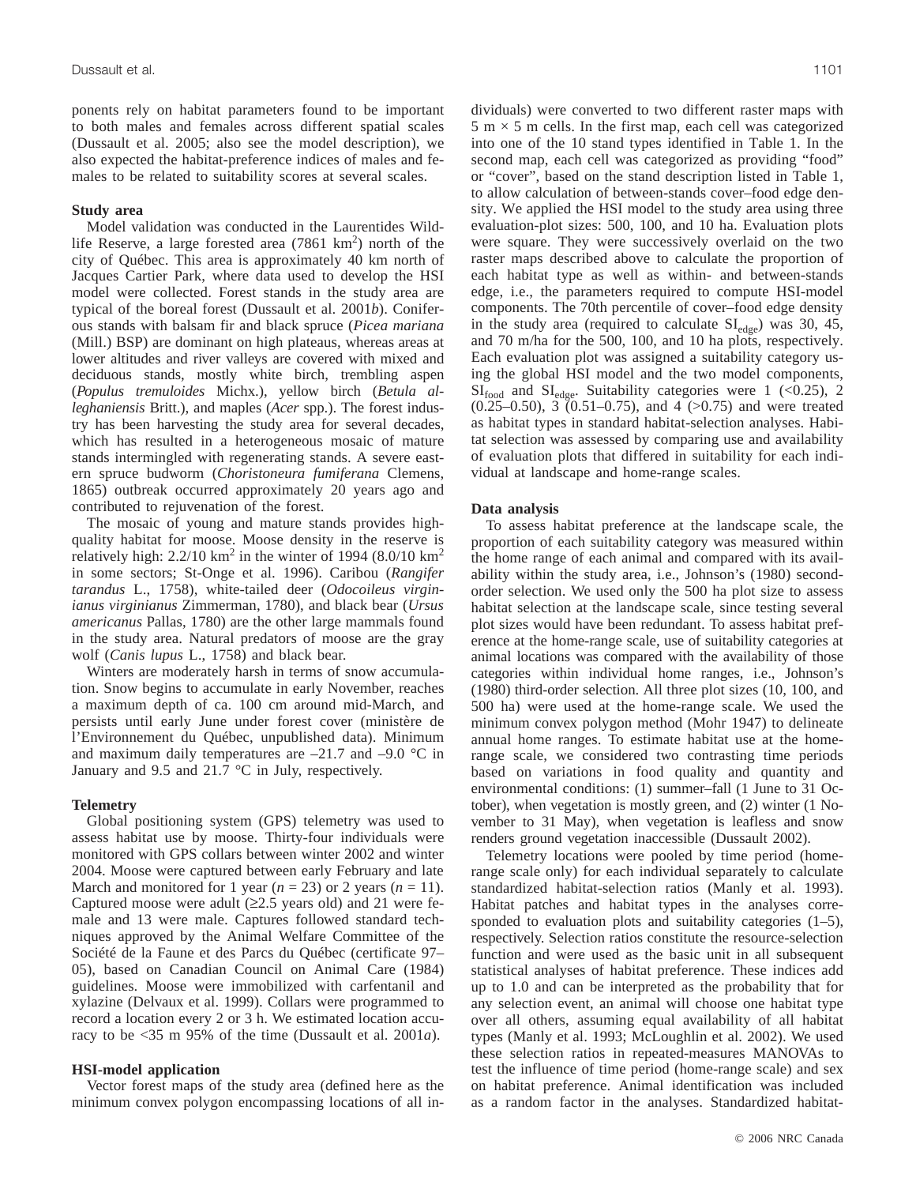ponents rely on habitat parameters found to be important to both males and females across different spatial scales (Dussault et al. 2005; also see the model description), we also expected the habitat-preference indices of males and females to be related to suitability scores at several scales.

### Study area

Model validation was conducted in the Laurentides Wildlife Reserve, a large forested area (7861 km$^2$) north of the city of Québec. This area is approximately 40 km north of Jacques Cartier Park, where data used to develop the HSI model were collected. Forest stands in the study area are typical of the boreal forest (Dussault et al. 2001*b*). Coniferous stands with balsam fir and black spruce (*Picea mariana* (Mill.) BSP) are dominant on high plateaus, whereas areas at lower altitudes and river valleys are covered with mixed and deciduous stands, mostly white birch, trembling aspen (*Populus tremuloides* Michx.), yellow birch (*Betula alleghaniensis* Britt.), and maples (*Acer* spp.). The forest industry has been harvesting the study area for several decades, which has resulted in a heterogeneous mosaic of mature stands intermingled with regenerating stands. A severe eastern spruce budworm (*Choristoneura fumiferana* Clemens, 1865) outbreak occurred approximately 20 years ago and contributed to rejuvenation of the forest.

The mosaic of young and mature stands provides high-quality habitat for moose. Moose density in the reserve is relatively high: 2.2/10 km$^2$ in the winter of 1994 (8.0/10 km$^2$ in some sectors; St-Onge et al. 1996). Caribou (*Rangifer tarandus* L., 1758), white-tailed deer (*Odocoileus virginianus virginianus* Zimmerman, 1780), and black bear (*Ursus americanus* Pallas, 1780) are the other large mammals found in the study area. Natural predators of moose are the gray wolf (*Canis lupus* L., 1758) and black bear.

Winters are moderately harsh in terms of snow accumulation. Snow begins to accumulate in early November, reaches a maximum depth of ca. 100 cm around mid-March, and persists until early June under forest cover (ministère de l'Environnement du Québec, unpublished data). Minimum and maximum daily temperatures are –21.7 and –9.0 °C in January and 9.5 and 21.7 °C in July, respectively.

### Telemetry

Global positioning system (GPS) telemetry was used to assess habitat use by moose. Thirty-four individuals were monitored with GPS collars between winter 2002 and winter 2004. Moose were captured between early February and late March and monitored for 1 year ($n$ = 23) or 2 years ($n$ = 11). Captured moose were adult (≥2.5 years old) and 21 were female and 13 were male. Captures followed standard techniques approved by the Animal Welfare Committee of the Société de la Faune et des Parcs du Québec (certificate 97–05), based on Canadian Council on Animal Care (1984) guidelines. Moose were immobilized with carfentanil and xylazine (Delvaux et al. 1999). Collars were programmed to record a location every 2 or 3 h. We estimated location accuracy to be <35 m 95% of the time (Dussault et al. 2001*a*).

### HSI-model application

Vector forest maps of the study area (defined here as the minimum convex polygon encompassing locations of all individuals) were converted to two different raster maps with 5 m × 5 m cells. In the first map, each cell was categorized into one of the 10 stand types identified in Table 1. In the second map, each cell was categorized as providing "food" or "cover", based on the stand description listed in Table 1, to allow calculation of between-stands cover–food edge density. We applied the HSI model to the study area using three evaluation-plot sizes: 500, 100, and 10 ha. Evaluation plots were square. They were successively overlaid on the two raster maps described above to calculate the proportion of each habitat type as well as within- and between-stands edge, i.e., the parameters required to compute HSI-model components. The 70th percentile of cover–food edge density in the study area (required to calculate $SI_{edge}$) was 30, 45, and 70 m/ha for the 500, 100, and 10 ha plots, respectively. Each evaluation plot was assigned a suitability category using the global HSI model and the two model components, $SI_{food}$ and $SI_{edge}$. Suitability categories were 1 (<0.25), 2 (0.25–0.50), 3 (0.51–0.75), and 4 (>0.75) and were treated as habitat types in standard habitat-selection analyses. Habitat selection was assessed by comparing use and availability of evaluation plots that differed in suitability for each individual at landscape and home-range scales.

### Data analysis

To assess habitat preference at the landscape scale, the proportion of each suitability category was measured within the home range of each animal and compared with its availability within the study area, i.e., Johnson's (1980) second-order selection. We used only the 500 ha plot size to assess habitat selection at the landscape scale, since testing several plot sizes would have been redundant. To assess habitat preference at the home-range scale, use of suitability categories at animal locations was compared with the availability of those categories within individual home ranges, i.e., Johnson's (1980) third-order selection. All three plot sizes (10, 100, and 500 ha) were used at the home-range scale. We used the minimum convex polygon method (Mohr 1947) to delineate annual home ranges. To estimate habitat use at the home-range scale, we considered two contrasting time periods based on variations in food quality and quantity and environmental conditions: (1) summer–fall (1 June to 31 October), when vegetation is mostly green, and (2) winter (1 November to 31 May), when vegetation is leafless and snow renders ground vegetation inaccessible (Dussault 2002).

Telemetry locations were pooled by time period (home-range scale only) for each individual separately to calculate standardized habitat-selection ratios (Manly et al. 1993). Habitat patches and habitat types in the analyses corresponded to evaluation plots and suitability categories (1–5), respectively. Selection ratios constitute the resource-selection function and were used as the basic unit in all subsequent statistical analyses of habitat preference. These indices add up to 1.0 and can be interpreted as the probability that for any selection event, an animal will choose one habitat type over all others, assuming equal availability of all habitat types (Manly et al. 1993; McLoughlin et al. 2002). We used these selection ratios in repeated-measures MANOVAs to test the influence of time period (home-range scale) and sex on habitat preference. Animal identification was included as a random factor in the analyses. Standardized habitat-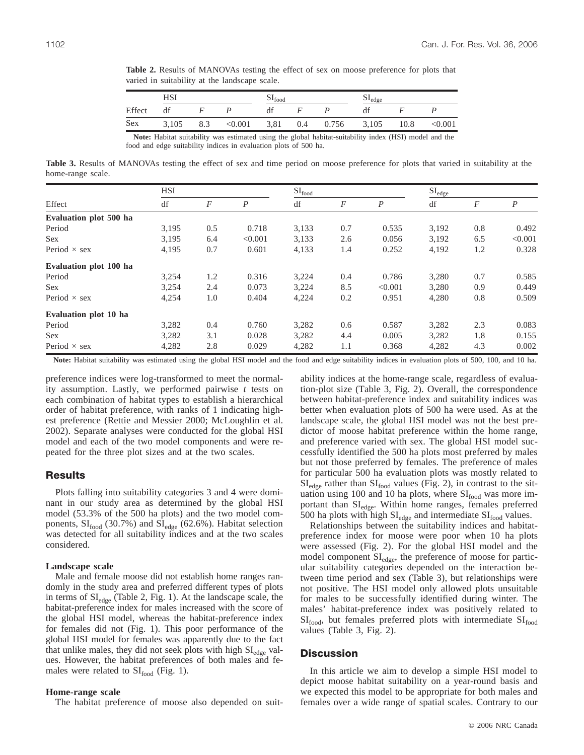**Table 2.** Results of MANOVAs testing the effect of sex on moose preference for plots that varied in suitability at the landscape scale.

| | HSI | | | $SI_{food}$ | | | $SI_{edge}$ | | |
|---|---|---|---|---|---|---|---|---|---|
| Effect | df | *F* | *P* | df | *F* | *P* | df | *F* | *P* |
| Sex | 3,105 | 8.3 | <0.001 | 3,81 | 0.4 | 0.756 | 3,105 | 10.8 | <0.001 |

**Note:** Habitat suitability was estimated using the global habitat-suitability index (HSI) model and the food and edge suitability indices in evaluation plots of 500 ha.

**Table 3.** Results of MANOVAs testing the effect of sex and time period on moose preference for plots that varied in suitability at the home-range scale.

| | HSI | | | $SI_{food}$ | | | $SI_{edge}$ | | |
|---|---|---|---|---|---|---|---|---|---|
| Effect | df | *F* | *P* | df | *F* | *P* | df | *F* | *P* |
| **Evaluation plot 500 ha** | | | | | | | | | |
| Period | 3,195 | 0.5 | 0.718 | 3,133 | 0.7 | 0.535 | 3,192 | 0.8 | 0.492 |
| Sex | 3,195 | 6.4 | <0.001 | 3,133 | 2.6 | 0.056 | 3,192 | 6.5 | <0.001 |
| Period × sex | 4,195 | 0.7 | 0.601 | 4,133 | 1.4 | 0.252 | 4,192 | 1.2 | 0.328 |
| **Evaluation plot 100 ha** | | | | | | | | | |
| Period | 3,254 | 1.2 | 0.316 | 3,224 | 0.4 | 0.786 | 3,280 | 0.7 | 0.585 |
| Sex | 3,254 | 2.4 | 0.073 | 3,224 | 8.5 | <0.001 | 3,280 | 0.9 | 0.449 |
| Period × sex | 4,254 | 1.0 | 0.404 | 4,224 | 0.2 | 0.951 | 4,280 | 0.8 | 0.509 |
| **Evaluation plot 10 ha** | | | | | | | | | |
| Period | 3,282 | 0.4 | 0.760 | 3,282 | 0.6 | 0.587 | 3,282 | 2.3 | 0.083 |
| Sex | 3,282 | 3.1 | 0.028 | 3,282 | 4.4 | 0.005 | 3,282 | 1.8 | 0.155 |
| Period × sex | 4,282 | 2.8 | 0.029 | 4,282 | 1.1 | 0.368 | 4,282 | 4.3 | 0.002 |

**Note:** Habitat suitability was estimated using the global HSI model and the food and edge suitability indices in evaluation plots of 500, 100, and 10 ha.

preference indices were log-transformed to meet the normality assumption. Lastly, we performed pairwise *t* tests on each combination of habitat types to establish a hierarchical order of habitat preference, with ranks of 1 indicating highest preference (Rettie and Messier 2000; McLoughlin et al. 2002). Separate analyses were conducted for the global HSI model and each of the two model components and were repeated for the three plot sizes and at the two scales.

## Results

Plots falling into suitability categories 3 and 4 were dominant in our study area as determined by the global HSI model (53.3% of the 500 ha plots) and the two model components, $SI_{food}$ (30.7%) and $SI_{edge}$ (62.6%). Habitat selection was detected for all suitability indices and at the two scales considered.

### Landscape scale

Male and female moose did not establish home ranges randomly in the study area and preferred different types of plots in terms of $SI_{edge}$ (Table 2, Fig. 1). At the landscape scale, the habitat-preference index for males increased with the score of the global HSI model, whereas the habitat-preference index for females did not (Fig. 1). This poor performance of the global HSI model for females was apparently due to the fact that unlike males, they did not seek plots with high $SI_{edge}$ values. However, the habitat preferences of both males and females were related to $SI_{food}$ (Fig. 1).

### Home-range scale

The habitat preference of moose also depended on suitability indices at the home-range scale, regardless of evaluation-plot size (Table 3, Fig. 2). Overall, the correspondence between habitat-preference index and suitability indices was better when evaluation plots of 500 ha were used. As at the landscape scale, the global HSI model was not the best predictor of moose habitat preference within the home range, and preference varied with sex. The global HSI model successfully identified the 500 ha plots most preferred by males but not those preferred by females. The preference of males for particular 500 ha evaluation plots was mostly related to $SI_{edge}$ rather than $SI_{food}$ values (Fig. 2), in contrast to the situation using 100 and 10 ha plots, where $SI_{food}$ was more important than $SI_{edge}$. Within home ranges, females preferred 500 ha plots with high $SI_{edge}$ and intermediate $SI_{food}$ values.

Relationships between the suitability indices and habitat-preference index for moose were poor when 10 ha plots were assessed (Fig. 2). For the global HSI model and the model component $SI_{edge}$, the preference of moose for particular suitability categories depended on the interaction between time period and sex (Table 3), but relationships were not positive. The HSI model only allowed plots unsuitable for males to be successfully identified during winter. The males' habitat-preference index was positively related to $SI_{food}$, but females preferred plots with intermediate $SI_{food}$ values (Table 3, Fig. 2).

## Discussion

In this article we aim to develop a simple HSI model to depict moose habitat suitability on a year-round basis and we expected this model to be appropriate for both males and females over a wide range of spatial scales. Contrary to our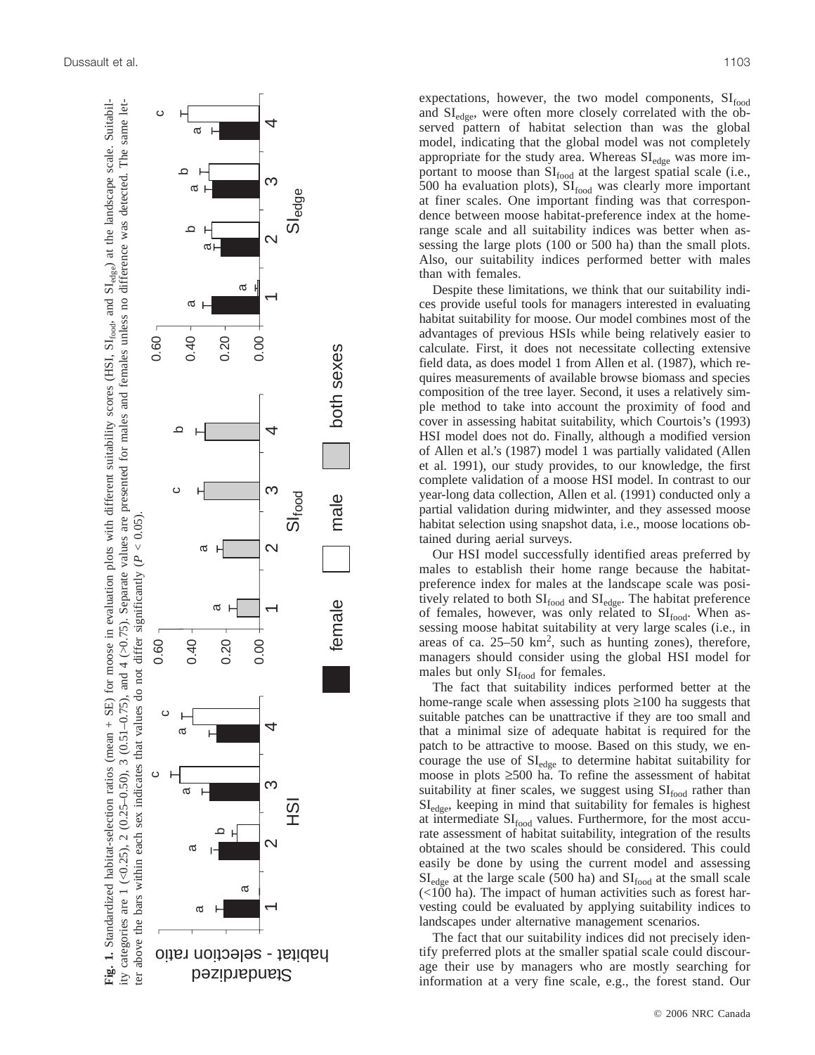**Fig. 1.** Standardized habitat-selection ratios (mean + SE) for moose in evaluation plots with different suitability scores (HSI, $SI_{food}$, and $SI_{edge}$) at the landscape scale. Suitability categories are 1 (<0.25), 2 (0.25–0.50), 3 (0.51–0.75), and 4 (>0.75). Separate values are presented for males and females unless no difference was detected. The same letter above the bars within each sex indicates that values do not differ significantly ($P$ < 0.05).

expectations, however, the two model components, $SI_{food}$ and $SI_{edge}$, were often more closely correlated with the observed pattern of habitat selection than was the global model, indicating that the global model was not completely appropriate for the study area. Whereas $SI_{edge}$ was more important to moose than $SI_{food}$ at the largest spatial scale (i.e., 500 ha evaluation plots), $SI_{food}$ was clearly more important at finer scales. One important finding was that correspondence between moose habitat-preference index at the home-range scale and all suitability indices was better when assessing the large plots (100 or 500 ha) than the small plots. Also, our suitability indices performed better with males than with females.

Despite these limitations, we think that our suitability indices provide useful tools for managers interested in evaluating habitat suitability for moose. Our model combines most of the advantages of previous HSIs while being relatively easier to calculate. First, it does not necessitate collecting extensive field data, as does model 1 from Allen et al. (1987), which requires measurements of available browse biomass and species composition of the tree layer. Second, it uses a relatively simple method to take into account the proximity of food and cover in assessing habitat suitability, which Courtois's (1993) HSI model does not do. Finally, although a modified version of Allen et al.'s (1987) model 1 was partially validated (Allen et al. 1991), our study provides, to our knowledge, the first complete validation of a moose HSI model. In contrast to our year-long data collection, Allen et al. (1991) conducted only a partial validation during midwinter, and they assessed moose habitat selection using snapshot data, i.e., moose locations obtained during aerial surveys.

Our HSI model successfully identified areas preferred by males to establish their home range because the habitat-preference index for males at the landscape scale was positively related to both $SI_{food}$ and $SI_{edge}$. The habitat preference of females, however, was only related to $SI_{food}$. When assessing moose habitat suitability at very large scales (i.e., in areas of ca. 25–50 km$^2$, such as hunting zones), therefore, managers should consider using the global HSI model for males but only $SI_{food}$ for females.

The fact that suitability indices performed better at the home-range scale when assessing plots ≥100 ha suggests that suitable patches can be unattractive if they are too small and that a minimal size of adequate habitat is required for the patch to be attractive to moose. Based on this study, we encourage the use of $SI_{edge}$ to determine habitat suitability for moose in plots ≥500 ha. To refine the assessment of habitat suitability at finer scales, we suggest using $SI_{food}$ rather than $SI_{edge}$, keeping in mind that suitability for females is highest at intermediate $SI_{food}$ values. Furthermore, for the most accurate assessment of habitat suitability, integration of the results obtained at the two scales should be considered. This could easily be done by using the current model and assessing $SI_{edge}$ at the large scale (500 ha) and $SI_{food}$ at the small scale (<100 ha). The impact of human activities such as forest harvesting could be evaluated by applying suitability indices to landscapes under alternative management scenarios.

The fact that our suitability indices did not precisely identify preferred plots at the smaller spatial scale could discourage their use by managers who are mostly searching for information at a very fine scale, e.g., the forest stand. Our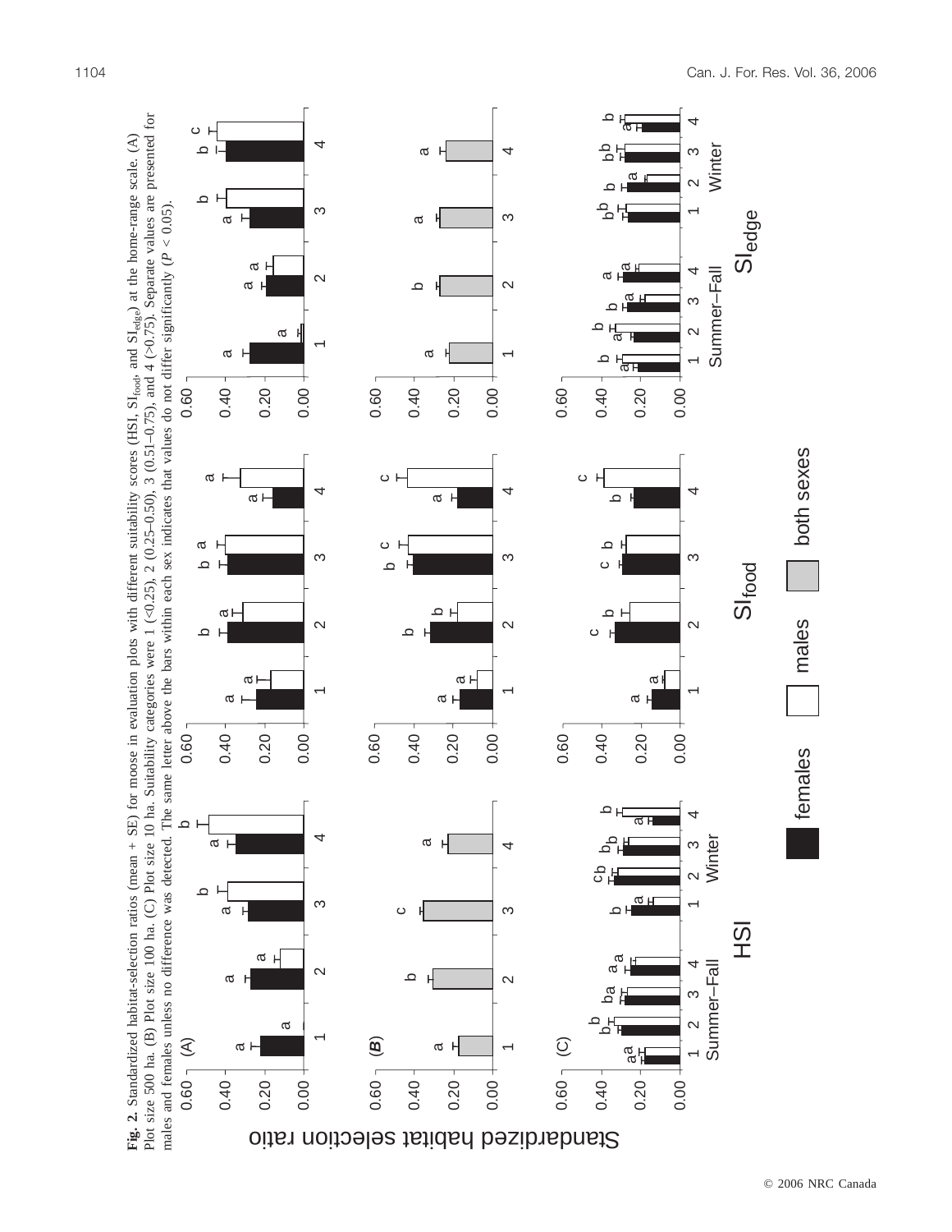**Fig. 2.** Standardized habitat-selection ratios (mean + SE) for moose in evaluation plots with different suitability scores (HSI, $SI_{food}$, and $SI_{edge}$) at the home-range scale. (A) Plot size 500 ha. (B) Plot size 100 ha. (C) Plot size 10 ha. Suitability categories were 1 (<0.25), 2 (0.25–0.50), 3 (0.51–0.75), and 4 (>0.75). Separate values are presented for males and females unless no difference was detected. The same letter above the bars within each sex indicates that values do not differ significantly ($P$ < 0.05).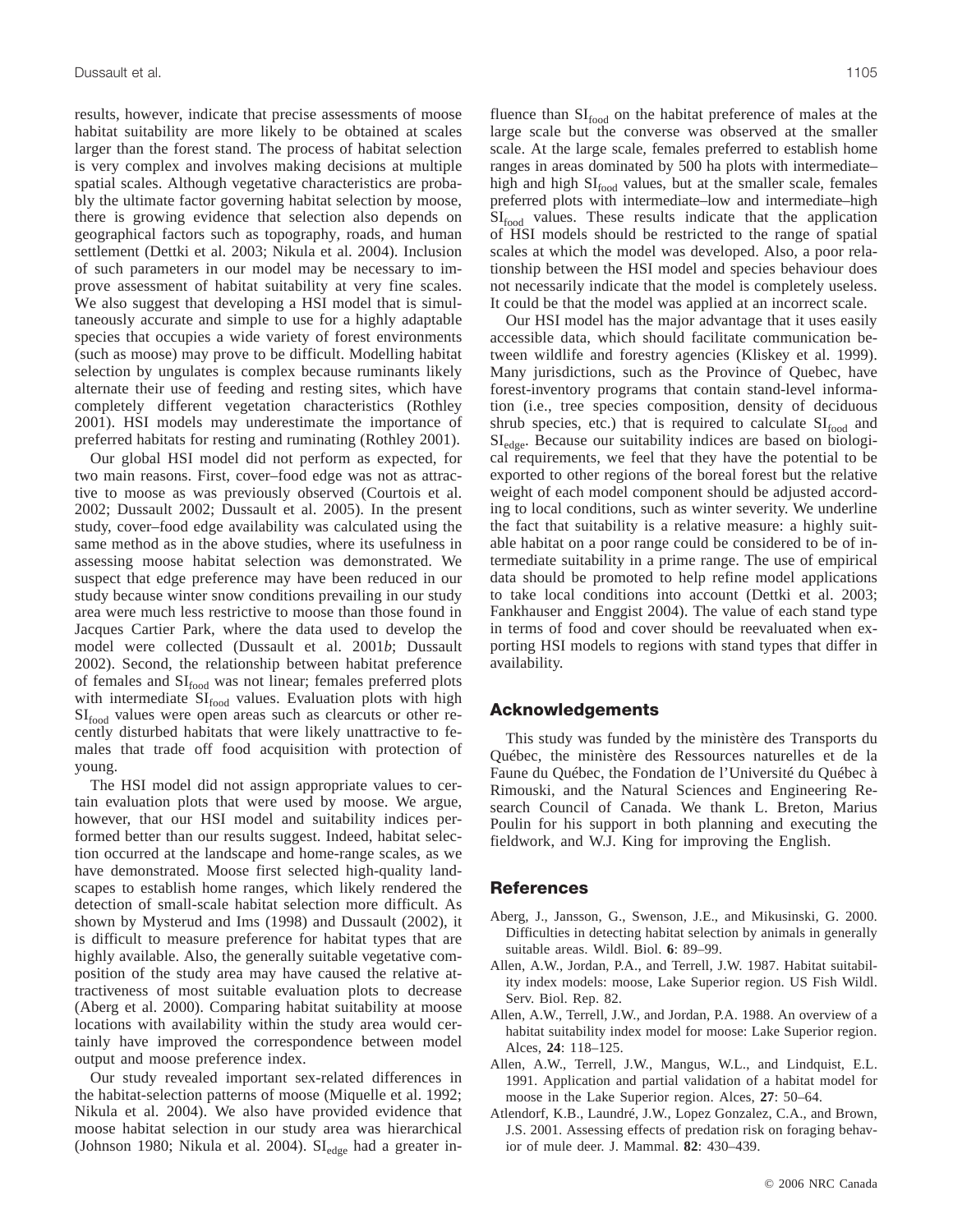results, however, indicate that precise assessments of moose habitat suitability are more likely to be obtained at scales larger than the forest stand. The process of habitat selection is very complex and involves making decisions at multiple spatial scales. Although vegetative characteristics are probably the ultimate factor governing habitat selection by moose, there is growing evidence that selection also depends on geographical factors such as topography, roads, and human settlement (Dettki et al. 2003; Nikula et al. 2004). Inclusion of such parameters in our model may be necessary to improve assessment of habitat suitability at very fine scales. We also suggest that developing a HSI model that is simultaneously accurate and simple to use for a highly adaptable species that occupies a wide variety of forest environments (such as moose) may prove to be difficult. Modelling habitat selection by ungulates is complex because ruminants likely alternate their use of feeding and resting sites, which have completely different vegetation characteristics (Rothley 2001). HSI models may underestimate the importance of preferred habitats for resting and ruminating (Rothley 2001).

Our global HSI model did not perform as expected, for two main reasons. First, cover–food edge was not as attractive to moose as was previously observed (Courtois et al. 2002; Dussault 2002; Dussault et al. 2005). In the present study, cover–food edge availability was calculated using the same method as in the above studies, where its usefulness in assessing moose habitat selection was demonstrated. We suspect that edge preference may have been reduced in our study because winter snow conditions prevailing in our study area were much less restrictive to moose than those found in Jacques Cartier Park, where the data used to develop the model were collected (Dussault et al. 2001*b*; Dussault 2002). Second, the relationship between habitat preference of females and $SI_{food}$ was not linear; females preferred plots with intermediate $SI_{food}$ values. Evaluation plots with high $SI_{food}$ values were open areas such as clearcuts or other recently disturbed habitats that were likely unattractive to females that trade off food acquisition with protection of young.

The HSI model did not assign appropriate values to certain evaluation plots that were used by moose. We argue, however, that our HSI model and suitability indices performed better than our results suggest. Indeed, habitat selection occurred at the landscape and home-range scales, as we have demonstrated. Moose first selected high-quality landscapes to establish home ranges, which likely rendered the detection of small-scale habitat selection more difficult. As shown by Mysterud and Ims (1998) and Dussault (2002), it is difficult to measure preference for habitat types that are highly available. Also, the generally suitable vegetative composition of the study area may have caused the relative attractiveness of most suitable evaluation plots to decrease (Aberg et al. 2000). Comparing habitat suitability at moose locations with availability within the study area would certainly have improved the correspondence between model output and moose preference index.

Our study revealed important sex-related differences in the habitat-selection patterns of moose (Miquelle et al. 1992; Nikula et al. 2004). We also have provided evidence that moose habitat selection in our study area was hierarchical (Johnson 1980; Nikula et al. 2004). $SI_{edge}$ had a greater influence than $SI_{food}$ on the habitat preference of males at the large scale but the converse was observed at the smaller scale. At the large scale, females preferred to establish home ranges in areas dominated by 500 ha plots with intermediate–high and high $SI_{food}$ values, but at the smaller scale, females preferred plots with intermediate–low and intermediate–high $SI_{food}$ values. These results indicate that the application of HSI models should be restricted to the range of spatial scales at which the model was developed. Also, a poor relationship between the HSI model and species behaviour does not necessarily indicate that the model is completely useless. It could be that the model was applied at an incorrect scale.

Our HSI model has the major advantage that it uses easily accessible data, which should facilitate communication between wildlife and forestry agencies (Kliskey et al. 1999). Many jurisdictions, such as the Province of Quebec, have forest-inventory programs that contain stand-level information (i.e., tree species composition, density of deciduous shrub species, etc.) that is required to calculate $SI_{food}$ and $SI_{edge}$. Because our suitability indices are based on biological requirements, we feel that they have the potential to be exported to other regions of the boreal forest but the relative weight of each model component should be adjusted according to local conditions, such as winter severity. We underline the fact that suitability is a relative measure: a highly suitable habitat on a poor range could be considered to be of intermediate suitability in a prime range. The use of empirical data should be promoted to help refine model applications to take local conditions into account (Dettki et al. 2003; Fankhauser and Enggist 2004). The value of each stand type in terms of food and cover should be reevaluated when exporting HSI models to regions with stand types that differ in availability.

## Acknowledgements

This study was funded by the ministère des Transports du Québec, the ministère des Ressources naturelles et de la Faune du Québec, the Fondation de l'Université du Québec à Rimouski, and the Natural Sciences and Engineering Research Council of Canada. We thank L. Breton, Marius Poulin for his support in both planning and executing the fieldwork, and W.J. King for improving the English.

## References

Aberg, J., Jansson, G., Swenson, J.E., and Mikusinski, G. 2000. Difficulties in detecting habitat selection by animals in generally suitable areas. Wildl. Biol. **6**: 89–99.

Allen, A.W., Jordan, P.A., and Terrell, J.W. 1987. Habitat suitability index models: moose, Lake Superior region. US Fish Wildl. Serv. Biol. Rep. 82.

Allen, A.W., Terrell, J.W., and Jordan, P.A. 1988. An overview of a habitat suitability index model for moose: Lake Superior region. Alces, **24**: 118–125.

Allen, A.W., Terrell, J.W., Mangus, W.L., and Lindquist, E.L. 1991. Application and partial validation of a habitat model for moose in the Lake Superior region. Alces, **27**: 50–64.

Atlendorf, K.B., Laundré, J.W., Lopez Gonzalez, C.A., and Brown, J.S. 2001. Assessing effects of predation risk on foraging behavior of mule deer. J. Mammal. **82**: 430–439.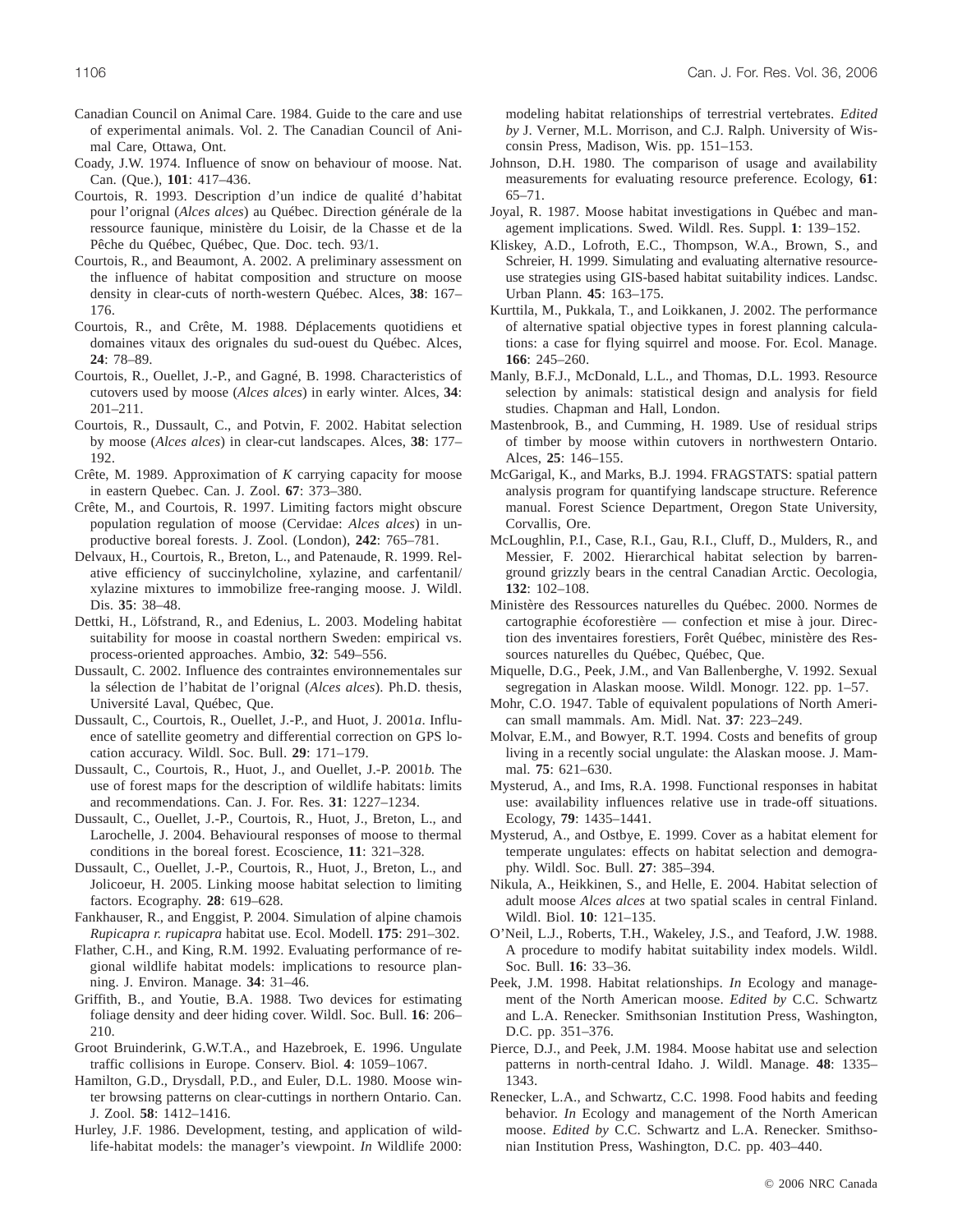Canadian Council on Animal Care. 1984. Guide to the care and use of experimental animals. Vol. 2. The Canadian Council of Animal Care, Ottawa, Ont.

Coady, J.W. 1974. Influence of snow on behaviour of moose. Nat. Can. (Que.), **101**: 417–436.

Courtois, R. 1993. Description d'un indice de qualité d'habitat pour l'orignal (*Alces alces*) au Québec. Direction générale de la ressource faunique, ministère du Loisir, de la Chasse et de la Pêche du Québec, Québec, Que. Doc. tech. 93/1.

Courtois, R., and Beaumont, A. 2002. A preliminary assessment on the influence of habitat composition and structure on moose density in clear-cuts of north-western Québec. Alces, **38**: 167–176.

Courtois, R., and Crête, M. 1988. Déplacements quotidiens et domaines vitaux des orignales du sud-ouest du Québec. Alces, **24**: 78–89.

Courtois, R., Ouellet, J.-P., and Gagné, B. 1998. Characteristics of cutovers used by moose (*Alces alces*) in early winter. Alces, **34**: 201–211.

Courtois, R., Dussault, C., and Potvin, F. 2002. Habitat selection by moose (*Alces alces*) in clear-cut landscapes. Alces, **38**: 177–192.

Crête, M. 1989. Approximation of *K* carrying capacity for moose in eastern Quebec. Can. J. Zool. **67**: 373–380.

Crête, M., and Courtois, R. 1997. Limiting factors might obscure population regulation of moose (Cervidae: *Alces alces*) in unproductive boreal forests. J. Zool. (London), **242**: 765–781.

Delvaux, H., Courtois, R., Breton, L., and Patenaude, R. 1999. Relative efficiency of succinylcholine, xylazine, and carfentanil/xylazine mixtures to immobilize free-ranging moose. J. Wildl. Dis. **35**: 38–48.

Dettki, H., Löfstrand, R., and Edenius, L. 2003. Modeling habitat suitability for moose in coastal northern Sweden: empirical vs. process-oriented approaches. Ambio, **32**: 549–556.

Dussault, C. 2002. Influence des contraintes environnementales sur la sélection de l'habitat de l'orignal (*Alces alces*). Ph.D. thesis, Université Laval, Québec, Que.

Dussault, C., Courtois, R., Ouellet, J.-P., and Huot, J. 2001*a*. Influence of satellite geometry and differential correction on GPS location accuracy. Wildl. Soc. Bull. **29**: 171–179.

Dussault, C., Courtois, R., Huot, J., and Ouellet, J.-P. 2001*b.* The use of forest maps for the description of wildlife habitats: limits and recommendations. Can. J. For. Res. **31**: 1227–1234.

Dussault, C., Ouellet, J.-P., Courtois, R., Huot, J., Breton, L., and Larochelle, J. 2004. Behavioural responses of moose to thermal conditions in the boreal forest. Ecoscience, **11**: 321–328.

Dussault, C., Ouellet, J.-P., Courtois, R., Huot, J., Breton, L., and Jolicoeur, H. 2005. Linking moose habitat selection to limiting factors. Ecography. **28**: 619–628.

Fankhauser, R., and Enggist, P. 2004. Simulation of alpine chamois *Rupicapra r. rupicapra* habitat use. Ecol. Modell. **175**: 291–302.

Flather, C.H., and King, R.M. 1992. Evaluating performance of regional wildlife habitat models: implications to resource planning. J. Environ. Manage. **34**: 31–46.

Griffith, B., and Youtie, B.A. 1988. Two devices for estimating foliage density and deer hiding cover. Wildl. Soc. Bull. **16**: 206–210.

Groot Bruinderink, G.W.T.A., and Hazebroek, E. 1996. Ungulate traffic collisions in Europe. Conserv. Biol. **4**: 1059–1067.

Hamilton, G.D., Drysdall, P.D., and Euler, D.L. 1980. Moose winter browsing patterns on clear-cuttings in northern Ontario. Can. J. Zool. **58**: 1412–1416.

Hurley, J.F. 1986. Development, testing, and application of wildlife-habitat models: the manager's viewpoint. *In* Wildlife 2000: modeling habitat relationships of terrestrial vertebrates. *Edited by* J. Verner, M.L. Morrison, and C.J. Ralph. University of Wisconsin Press, Madison, Wis. pp. 151–153.

Johnson, D.H. 1980. The comparison of usage and availability measurements for evaluating resource preference. Ecology, **61**: 65–71.

Joyal, R. 1987. Moose habitat investigations in Québec and management implications. Swed. Wildl. Res. Suppl. **1**: 139–152.

Kliskey, A.D., Lofroth, E.C., Thompson, W.A., Brown, S., and Schreier, H. 1999. Simulating and evaluating alternative resource-use strategies using GIS-based habitat suitability indices. Landsc. Urban Plann. **45**: 163–175.

Kurttila, M., Pukkala, T., and Loikkanen, J. 2002. The performance of alternative spatial objective types in forest planning calculations: a case for flying squirrel and moose. For. Ecol. Manage. **166**: 245–260.

Manly, B.F.J., McDonald, L.L., and Thomas, D.L. 1993. Resource selection by animals: statistical design and analysis for field studies. Chapman and Hall, London.

Mastenbrook, B., and Cumming, H. 1989. Use of residual strips of timber by moose within cutovers in northwestern Ontario. Alces, **25**: 146–155.

McGarigal, K., and Marks, B.J. 1994. FRAGSTATS: spatial pattern analysis program for quantifying landscape structure. Reference manual. Forest Science Department, Oregon State University, Corvallis, Ore.

McLoughlin, P.I., Case, R.I., Gau, R.I., Cluff, D., Mulders, R., and Messier, F. 2002. Hierarchical habitat selection by barren-ground grizzly bears in the central Canadian Arctic. Oecologia, **132**: 102–108.

Ministère des Ressources naturelles du Québec. 2000. Normes de cartographie écoforestière — confection et mise à jour. Direction des inventaires forestiers, Forêt Québec, ministère des Ressources naturelles du Québec, Québec, Que.

Miquelle, D.G., Peek, J.M., and Van Ballenberghe, V. 1992. Sexual segregation in Alaskan moose. Wildl. Monogr. 122. pp. 1–57.

Mohr, C.O. 1947. Table of equivalent populations of North American small mammals. Am. Midl. Nat. **37**: 223–249.

Molvar, E.M., and Bowyer, R.T. 1994. Costs and benefits of group living in a recently social ungulate: the Alaskan moose. J. Mammal. **75**: 621–630.

Mysterud, A., and Ims, R.A. 1998. Functional responses in habitat use: availability influences relative use in trade-off situations. Ecology, **79**: 1435–1441.

Mysterud, A., and Ostbye, E. 1999. Cover as a habitat element for temperate ungulates: effects on habitat selection and demography. Wildl. Soc. Bull. **27**: 385–394.

Nikula, A., Heikkinen, S., and Helle, E. 2004. Habitat selection of adult moose *Alces alces* at two spatial scales in central Finland. Wildl. Biol. **10**: 121–135.

O'Neil, L.J., Roberts, T.H., Wakeley, J.S., and Teaford, J.W. 1988. A procedure to modify habitat suitability index models. Wildl. Soc. Bull. **16**: 33–36.

Peek, J.M. 1998. Habitat relationships. *In* Ecology and management of the North American moose. *Edited by* C.C. Schwartz and L.A. Renecker. Smithsonian Institution Press, Washington, D.C. pp. 351–376.

Pierce, D.J., and Peek, J.M. 1984. Moose habitat use and selection patterns in north-central Idaho. J. Wildl. Manage. **48**: 1335–1343.

Renecker, L.A., and Schwartz, C.C. 1998. Food habits and feeding behavior. *In* Ecology and management of the North American moose. *Edited by* C.C. Schwartz and L.A. Renecker. Smithsonian Institution Press, Washington, D.C. pp. 403–440.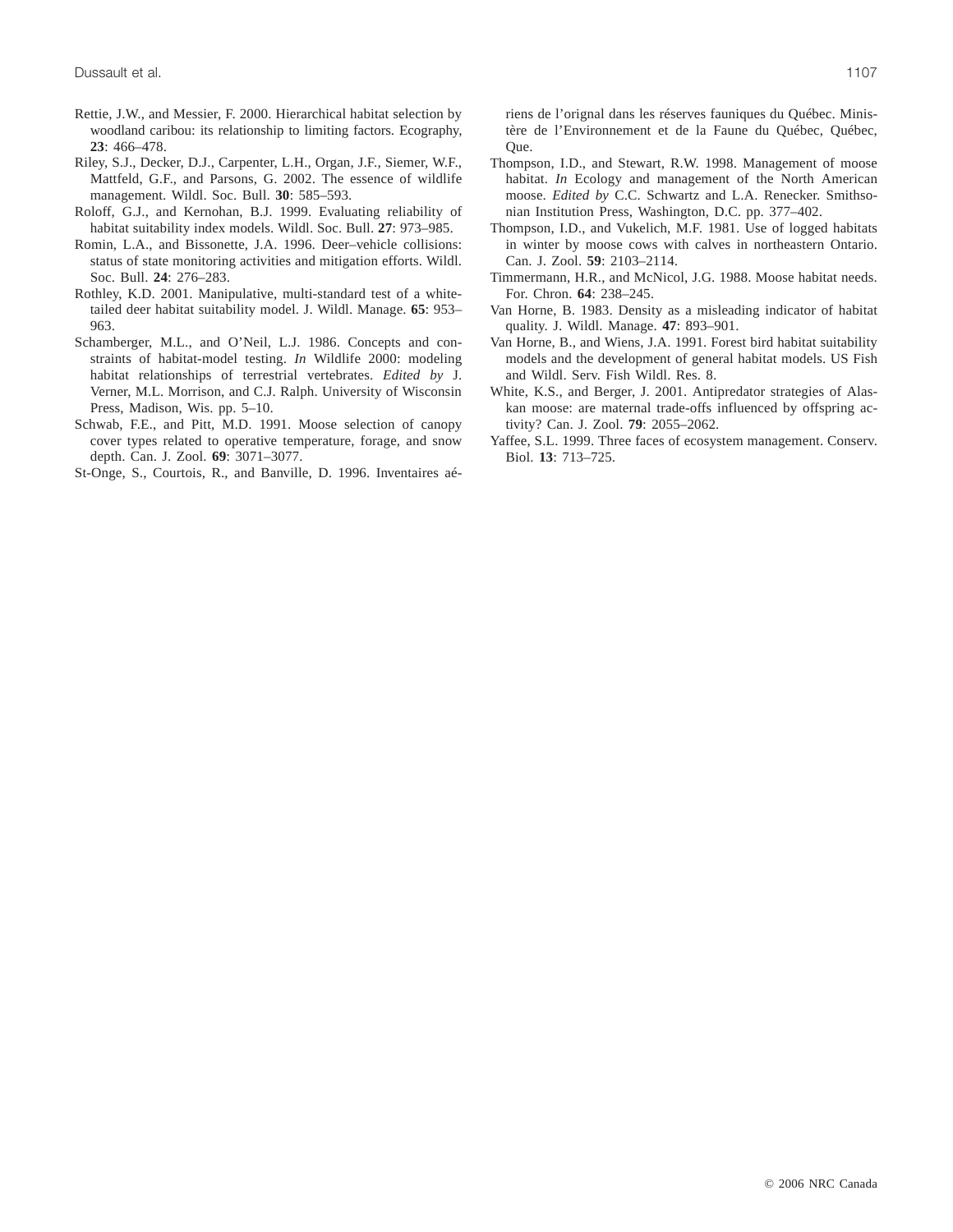Rettie, J.W., and Messier, F. 2000. Hierarchical habitat selection by woodland caribou: its relationship to limiting factors. Ecography, **23**: 466–478.

Riley, S.J., Decker, D.J., Carpenter, L.H., Organ, J.F., Siemer, W.F., Mattfeld, G.F., and Parsons, G. 2002. The essence of wildlife management. Wildl. Soc. Bull. **30**: 585–593.

Roloff, G.J., and Kernohan, B.J. 1999. Evaluating reliability of habitat suitability index models. Wildl. Soc. Bull. **27**: 973–985.

Romin, L.A., and Bissonette, J.A. 1996. Deer–vehicle collisions: status of state monitoring activities and mitigation efforts. Wildl. Soc. Bull. **24**: 276–283.

Rothley, K.D. 2001. Manipulative, multi-standard test of a white-tailed deer habitat suitability model. J. Wildl. Manage. **65**: 953–963.

Schamberger, M.L., and O'Neil, L.J. 1986. Concepts and constraints of habitat-model testing. *In* Wildlife 2000: modeling habitat relationships of terrestrial vertebrates. *Edited by* J. Verner, M.L. Morrison, and C.J. Ralph. University of Wisconsin Press, Madison, Wis. pp. 5–10.

Schwab, F.E., and Pitt, M.D. 1991. Moose selection of canopy cover types related to operative temperature, forage, and snow depth. Can. J. Zool. **69**: 3071–3077.

St-Onge, S., Courtois, R., and Banville, D. 1996. Inventaires aériens de l'orignal dans les réserves fauniques du Québec. Ministère de l'Environnement et de la Faune du Québec, Québec, Que.

Thompson, I.D., and Stewart, R.W. 1998. Management of moose habitat. *In* Ecology and management of the North American moose. *Edited by* C.C. Schwartz and L.A. Renecker. Smithsonian Institution Press, Washington, D.C. pp. 377–402.

Thompson, I.D., and Vukelich, M.F. 1981. Use of logged habitats in winter by moose cows with calves in northeastern Ontario. Can. J. Zool. **59**: 2103–2114.

Timmermann, H.R., and McNicol, J.G. 1988. Moose habitat needs. For. Chron. **64**: 238–245.

Van Horne, B. 1983. Density as a misleading indicator of habitat quality. J. Wildl. Manage. **47**: 893–901.

Van Horne, B., and Wiens, J.A. 1991. Forest bird habitat suitability models and the development of general habitat models. US Fish and Wildl. Serv. Fish Wildl. Res. 8.

White, K.S., and Berger, J. 2001. Antipredator strategies of Alaskan moose: are maternal trade-offs influenced by offspring activity? Can. J. Zool. **79**: 2055–2062.

Yaffee, S.L. 1999. Three faces of ecosystem management. Conserv. Biol. **13**: 713–725.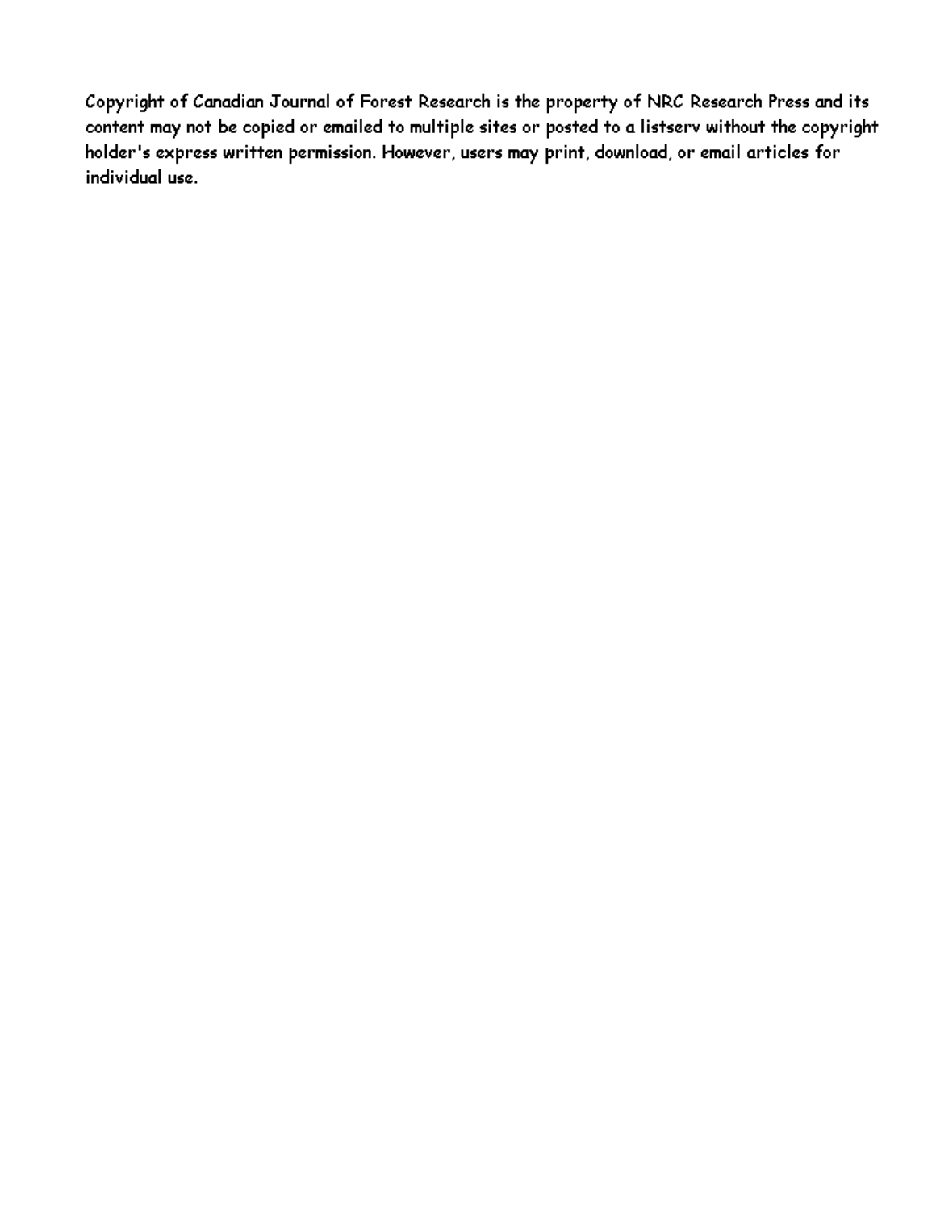Copyright of Canadian Journal of Forest Research is the property of NRC Research Press and its content may not be copied or emailed to multiple sites or posted to a listserv without the copyright holder's express written permission. However, users may print, download, or email articles for individual use.